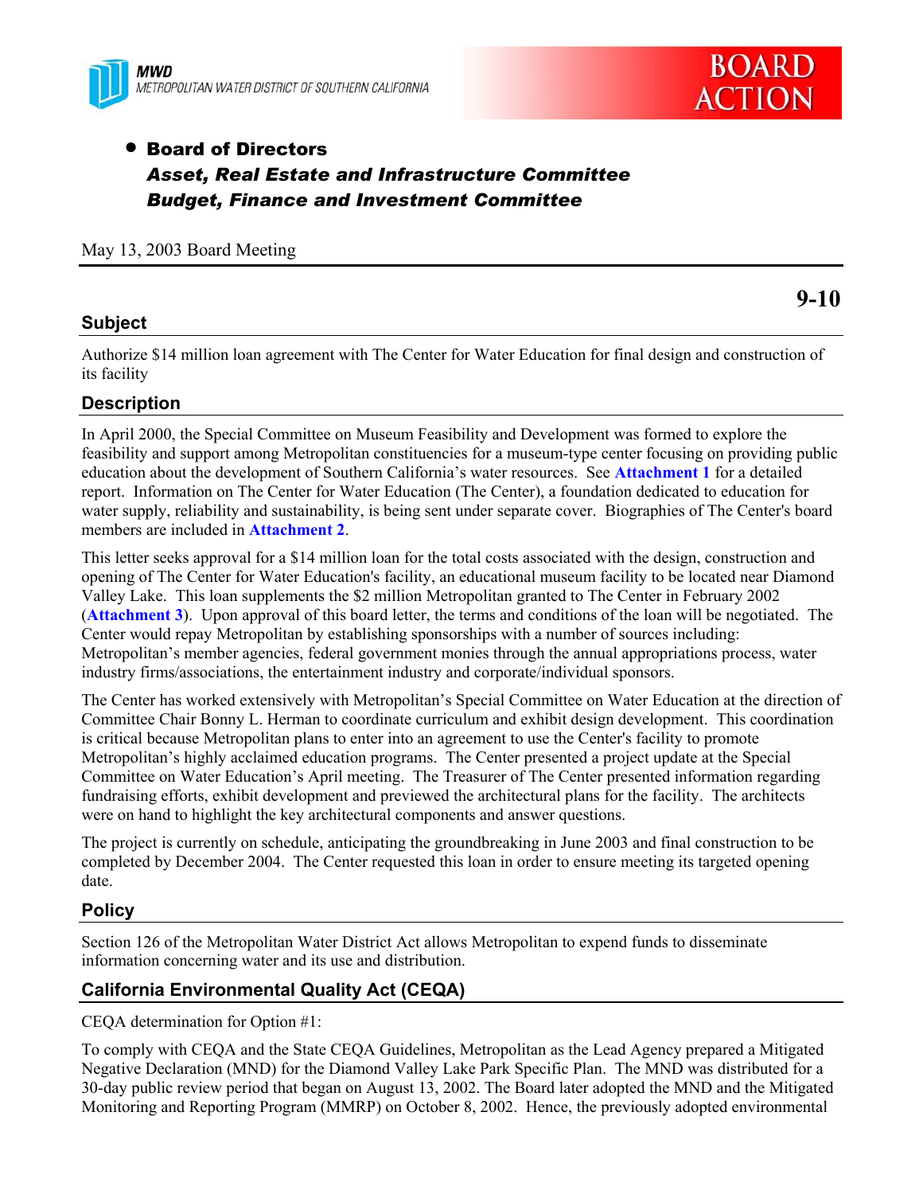MWD
METROPOLITAN WATER DISTRICT OF SOUTHERN CALIFORNIA

BOARD ACTION

- **Board of Directors**
  ***Asset, Real Estate and Infrastructure Committee***
  ***Budget, Finance and Investment Committee***

May 13, 2003 Board Meeting

**9-10**

## Subject

Authorize $14 million loan agreement with The Center for Water Education for final design and construction of its facility

## Description

In April 2000, the Special Committee on Museum Feasibility and Development was formed to explore the feasibility and support among Metropolitan constituencies for a museum-type center focusing on providing public education about the development of Southern California's water resources. See **Attachment 1** for a detailed report. Information on The Center for Water Education (The Center), a foundation dedicated to education for water supply, reliability and sustainability, is being sent under separate cover. Biographies of The Center's board members are included in **Attachment 2**.

This letter seeks approval for a $14 million loan for the total costs associated with the design, construction and opening of The Center for Water Education's facility, an educational museum facility to be located near Diamond Valley Lake. This loan supplements the $2 million Metropolitan granted to The Center in February 2002 (**Attachment 3**). Upon approval of this board letter, the terms and conditions of the loan will be negotiated. The Center would repay Metropolitan by establishing sponsorships with a number of sources including: Metropolitan's member agencies, federal government monies through the annual appropriations process, water industry firms/associations, the entertainment industry and corporate/individual sponsors.

The Center has worked extensively with Metropolitan's Special Committee on Water Education at the direction of Committee Chair Bonny L. Herman to coordinate curriculum and exhibit design development. This coordination is critical because Metropolitan plans to enter into an agreement to use the Center's facility to promote Metropolitan's highly acclaimed education programs. The Center presented a project update at the Special Committee on Water Education's April meeting. The Treasurer of The Center presented information regarding fundraising efforts, exhibit development and previewed the architectural plans for the facility. The architects were on hand to highlight the key architectural components and answer questions.

The project is currently on schedule, anticipating the groundbreaking in June 2003 and final construction to be completed by December 2004. The Center requested this loan in order to ensure meeting its targeted opening date.

## Policy

Section 126 of the Metropolitan Water District Act allows Metropolitan to expend funds to disseminate information concerning water and its use and distribution.

## California Environmental Quality Act (CEQA)

CEQA determination for Option #1:

To comply with CEQA and the State CEQA Guidelines, Metropolitan as the Lead Agency prepared a Mitigated Negative Declaration (MND) for the Diamond Valley Lake Park Specific Plan. The MND was distributed for a 30-day public review period that began on August 13, 2002. The Board later adopted the MND and the Mitigated Monitoring and Reporting Program (MMRP) on October 8, 2002. Hence, the previously adopted environmental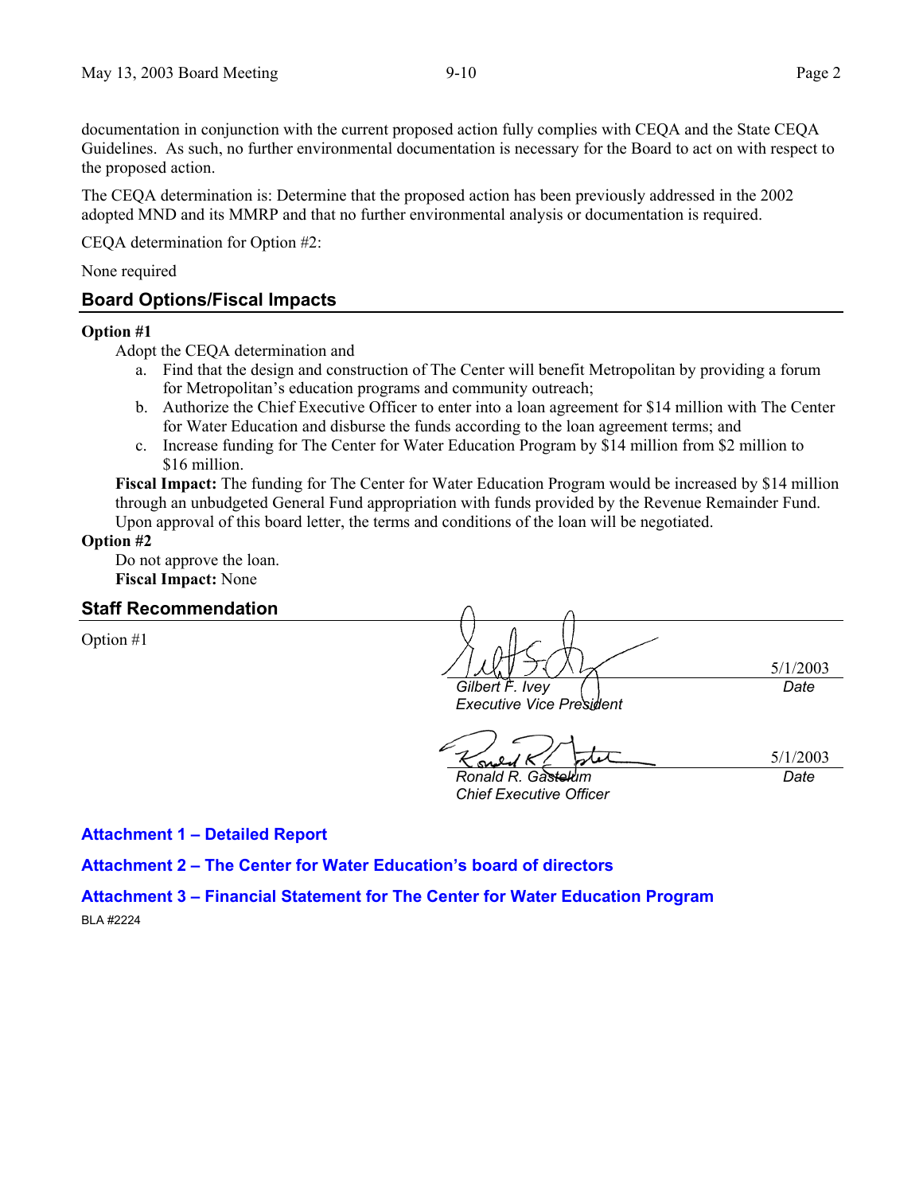documentation in conjunction with the current proposed action fully complies with CEQA and the State CEQA Guidelines. As such, no further environmental documentation is necessary for the Board to act on with respect to the proposed action.

The CEQA determination is: Determine that the proposed action has been previously addressed in the 2002 adopted MND and its MMRP and that no further environmental analysis or documentation is required.

CEQA determination for Option #2:

None required

## Board Options/Fiscal Impacts

**Option #1**

Adopt the CEQA determination and

a. Find that the design and construction of The Center will benefit Metropolitan by providing a forum for Metropolitan's education programs and community outreach;
b. Authorize the Chief Executive Officer to enter into a loan agreement for $14 million with The Center for Water Education and disburse the funds according to the loan agreement terms; and
c. Increase funding for The Center for Water Education Program by $14 million from $2 million to $16 million.

**Fiscal Impact:** The funding for The Center for Water Education Program would be increased by $14 million through an unbudgeted General Fund appropriation with funds provided by the Revenue Remainder Fund. Upon approval of this board letter, the terms and conditions of the loan will be negotiated.

**Option #2**

Do not approve the loan.
**Fiscal Impact:** None

## Staff Recommendation

Option #1

| | |
|---|---|
| *Gilbert F. Ivey* <br> *Executive Vice President* | 5/1/2003 <br> *Date* |
| *Ronald R. Gastelum* <br> *Chief Executive Officer* | 5/1/2003 <br> *Date* |

**Attachment 1 – Detailed Report**

**Attachment 2 – The Center for Water Education's board of directors**

**Attachment 3 – Financial Statement for The Center for Water Education Program**

BLA #2224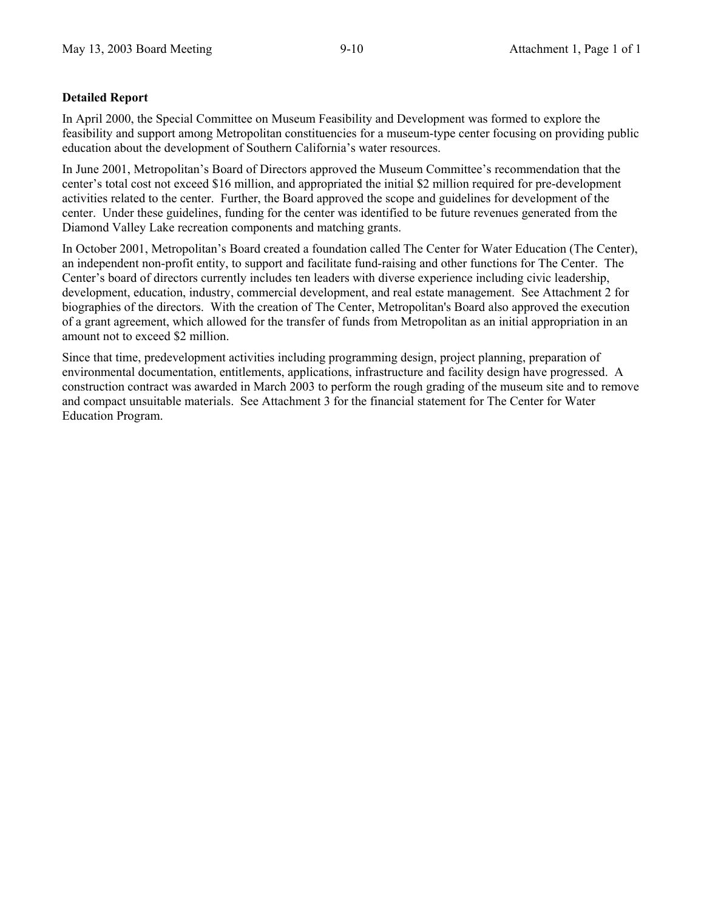**Detailed Report**

In April 2000, the Special Committee on Museum Feasibility and Development was formed to explore the feasibility and support among Metropolitan constituencies for a museum-type center focusing on providing public education about the development of Southern California's water resources.

In June 2001, Metropolitan's Board of Directors approved the Museum Committee's recommendation that the center's total cost not exceed $16 million, and appropriated the initial $2 million required for pre-development activities related to the center. Further, the Board approved the scope and guidelines for development of the center. Under these guidelines, funding for the center was identified to be future revenues generated from the Diamond Valley Lake recreation components and matching grants.

In October 2001, Metropolitan's Board created a foundation called The Center for Water Education (The Center), an independent non-profit entity, to support and facilitate fund-raising and other functions for The Center. The Center's board of directors currently includes ten leaders with diverse experience including civic leadership, development, education, industry, commercial development, and real estate management. See Attachment 2 for biographies of the directors. With the creation of The Center, Metropolitan's Board also approved the execution of a grant agreement, which allowed for the transfer of funds from Metropolitan as an initial appropriation in an amount not to exceed $2 million.

Since that time, predevelopment activities including programming design, project planning, preparation of environmental documentation, entitlements, applications, infrastructure and facility design have progressed. A construction contract was awarded in March 2003 to perform the rough grading of the museum site and to remove and compact unsuitable materials. See Attachment 3 for the financial statement for The Center for Water Education Program.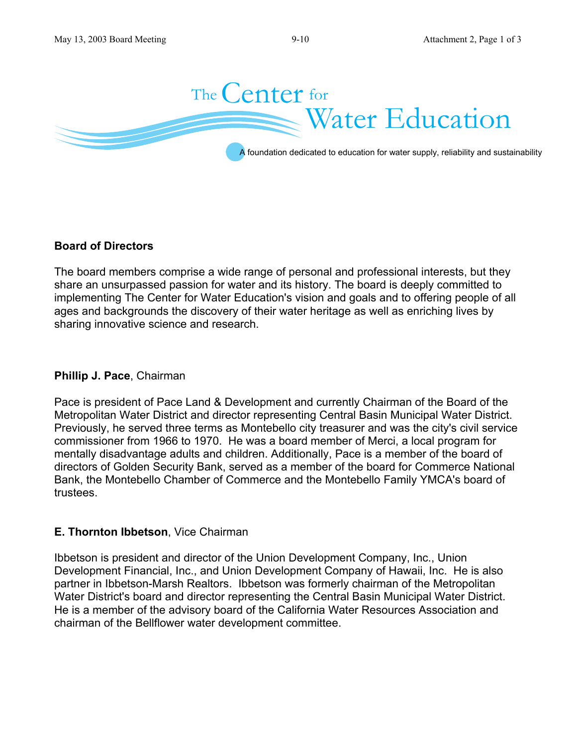# The Center for Water Education

A foundation dedicated to education for water supply, reliability and sustainability

## Board of Directors

The board members comprise a wide range of personal and professional interests, but they share an unsurpassed passion for water and its history. The board is deeply committed to implementing The Center for Water Education's vision and goals and to offering people of all ages and backgrounds the discovery of their water heritage as well as enriching lives by sharing innovative science and research.

**Phillip J. Pace**, Chairman

Pace is president of Pace Land & Development and currently Chairman of the Board of the Metropolitan Water District and director representing Central Basin Municipal Water District. Previously, he served three terms as Montebello city treasurer and was the city's civil service commissioner from 1966 to 1970. He was a board member of Merci, a local program for mentally disadvantage adults and children. Additionally, Pace is a member of the board of directors of Golden Security Bank, served as a member of the board for Commerce National Bank, the Montebello Chamber of Commerce and the Montebello Family YMCA's board of trustees.

**E. Thornton Ibbetson**, Vice Chairman

Ibbetson is president and director of the Union Development Company, Inc., Union Development Financial, Inc., and Union Development Company of Hawaii, Inc. He is also partner in Ibbetson-Marsh Realtors. Ibbetson was formerly chairman of the Metropolitan Water District's board and director representing the Central Basin Municipal Water District. He is a member of the advisory board of the California Water Resources Association and chairman of the Bellflower water development committee.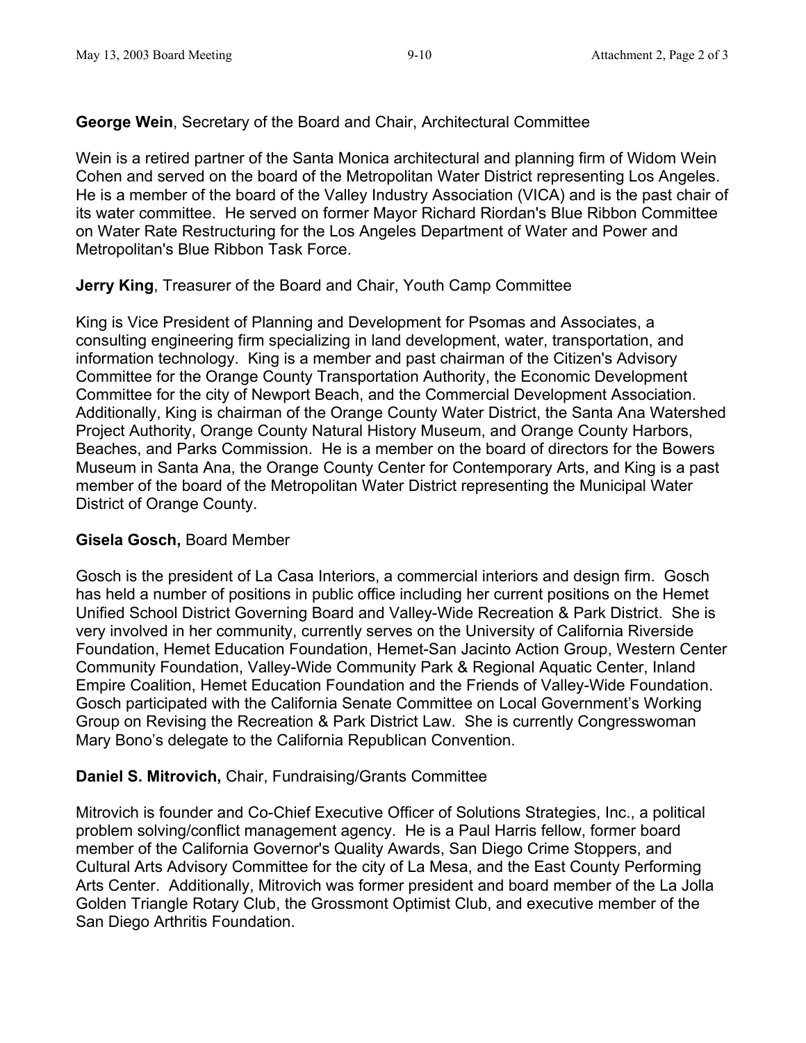**George Wein**, Secretary of the Board and Chair, Architectural Committee

Wein is a retired partner of the Santa Monica architectural and planning firm of Widom Wein Cohen and served on the board of the Metropolitan Water District representing Los Angeles. He is a member of the board of the Valley Industry Association (VICA) and is the past chair of its water committee. He served on former Mayor Richard Riordan's Blue Ribbon Committee on Water Rate Restructuring for the Los Angeles Department of Water and Power and Metropolitan's Blue Ribbon Task Force.

**Jerry King**, Treasurer of the Board and Chair, Youth Camp Committee

King is Vice President of Planning and Development for Psomas and Associates, a consulting engineering firm specializing in land development, water, transportation, and information technology. King is a member and past chairman of the Citizen's Advisory Committee for the Orange County Transportation Authority, the Economic Development Committee for the city of Newport Beach, and the Commercial Development Association. Additionally, King is chairman of the Orange County Water District, the Santa Ana Watershed Project Authority, Orange County Natural History Museum, and Orange County Harbors, Beaches, and Parks Commission. He is a member on the board of directors for the Bowers Museum in Santa Ana, the Orange County Center for Contemporary Arts, and King is a past member of the board of the Metropolitan Water District representing the Municipal Water District of Orange County.

**Gisela Gosch,** Board Member

Gosch is the president of La Casa Interiors, a commercial interiors and design firm. Gosch has held a number of positions in public office including her current positions on the Hemet Unified School District Governing Board and Valley-Wide Recreation & Park District. She is very involved in her community, currently serves on the University of California Riverside Foundation, Hemet Education Foundation, Hemet-San Jacinto Action Group, Western Center Community Foundation, Valley-Wide Community Park & Regional Aquatic Center, Inland Empire Coalition, Hemet Education Foundation and the Friends of Valley-Wide Foundation. Gosch participated with the California Senate Committee on Local Government's Working Group on Revising the Recreation & Park District Law. She is currently Congresswoman Mary Bono's delegate to the California Republican Convention.

**Daniel S. Mitrovich,** Chair, Fundraising/Grants Committee

Mitrovich is founder and Co-Chief Executive Officer of Solutions Strategies, Inc., a political problem solving/conflict management agency. He is a Paul Harris fellow, former board member of the California Governor's Quality Awards, San Diego Crime Stoppers, and Cultural Arts Advisory Committee for the city of La Mesa, and the East County Performing Arts Center. Additionally, Mitrovich was former president and board member of the La Jolla Golden Triangle Rotary Club, the Grossmont Optimist Club, and executive member of the San Diego Arthritis Foundation.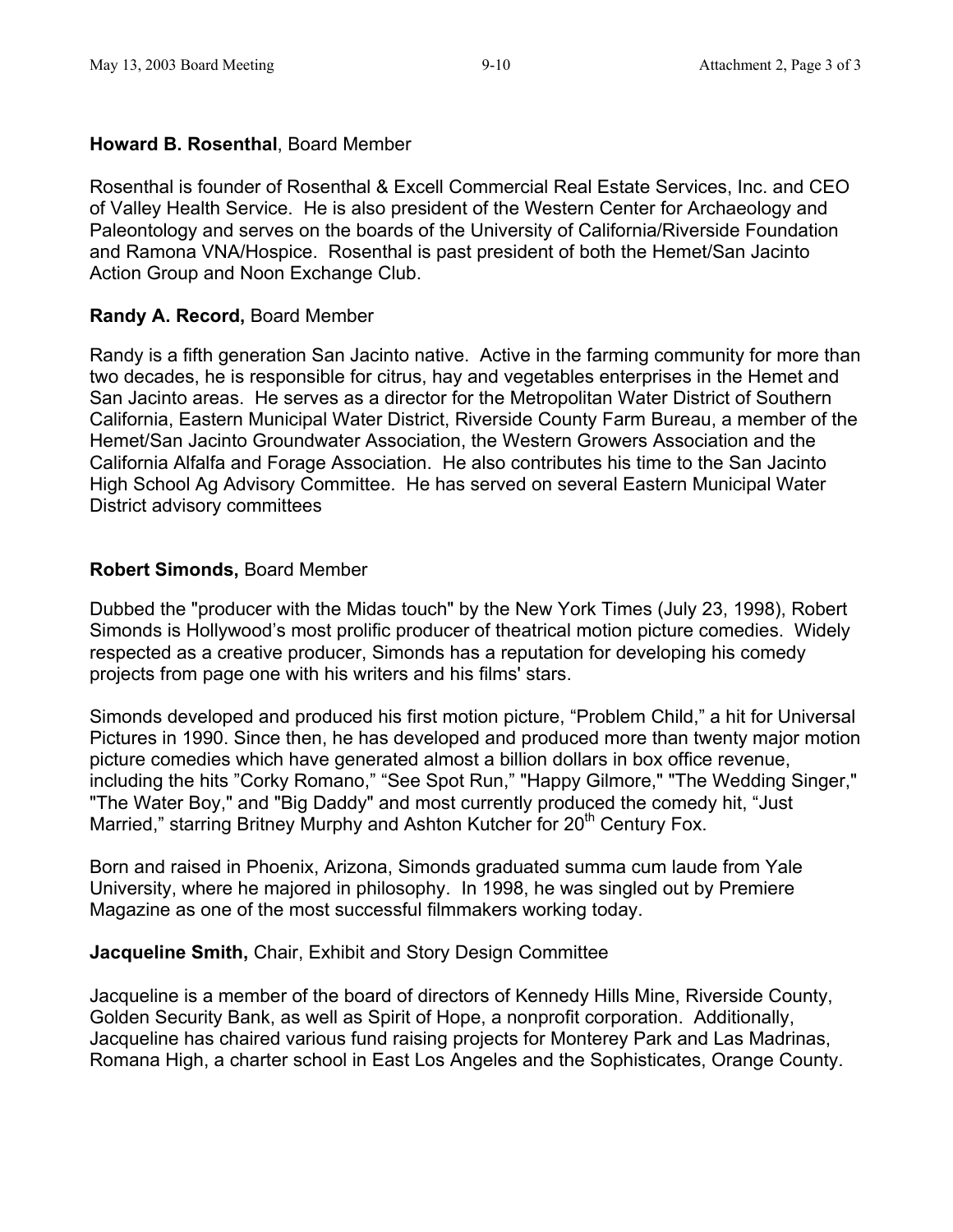**Howard B. Rosenthal**, Board Member

Rosenthal is founder of Rosenthal & Excell Commercial Real Estate Services, Inc. and CEO of Valley Health Service. He is also president of the Western Center for Archaeology and Paleontology and serves on the boards of the University of California/Riverside Foundation and Ramona VNA/Hospice. Rosenthal is past president of both the Hemet/San Jacinto Action Group and Noon Exchange Club.

**Randy A. Record,** Board Member

Randy is a fifth generation San Jacinto native. Active in the farming community for more than two decades, he is responsible for citrus, hay and vegetables enterprises in the Hemet and San Jacinto areas. He serves as a director for the Metropolitan Water District of Southern California, Eastern Municipal Water District, Riverside County Farm Bureau, a member of the Hemet/San Jacinto Groundwater Association, the Western Growers Association and the California Alfalfa and Forage Association. He also contributes his time to the San Jacinto High School Ag Advisory Committee. He has served on several Eastern Municipal Water District advisory committees

**Robert Simonds,** Board Member

Dubbed the "producer with the Midas touch" by the New York Times (July 23, 1998), Robert Simonds is Hollywood's most prolific producer of theatrical motion picture comedies. Widely respected as a creative producer, Simonds has a reputation for developing his comedy projects from page one with his writers and his films' stars.

Simonds developed and produced his first motion picture, "Problem Child," a hit for Universal Pictures in 1990. Since then, he has developed and produced more than twenty major motion picture comedies which have generated almost a billion dollars in box office revenue, including the hits "Corky Romano," "See Spot Run," "Happy Gilmore," "The Wedding Singer," "The Water Boy," and "Big Daddy" and most currently produced the comedy hit, "Just Married," starring Britney Murphy and Ashton Kutcher for 20th Century Fox.

Born and raised in Phoenix, Arizona, Simonds graduated summa cum laude from Yale University, where he majored in philosophy. In 1998, he was singled out by Premiere Magazine as one of the most successful filmmakers working today.

**Jacqueline Smith,** Chair, Exhibit and Story Design Committee

Jacqueline is a member of the board of directors of Kennedy Hills Mine, Riverside County, Golden Security Bank, as well as Spirit of Hope, a nonprofit corporation. Additionally, Jacqueline has chaired various fund raising projects for Monterey Park and Las Madrinas, Romana High, a charter school in East Los Angeles and the Sophisticates, Orange County.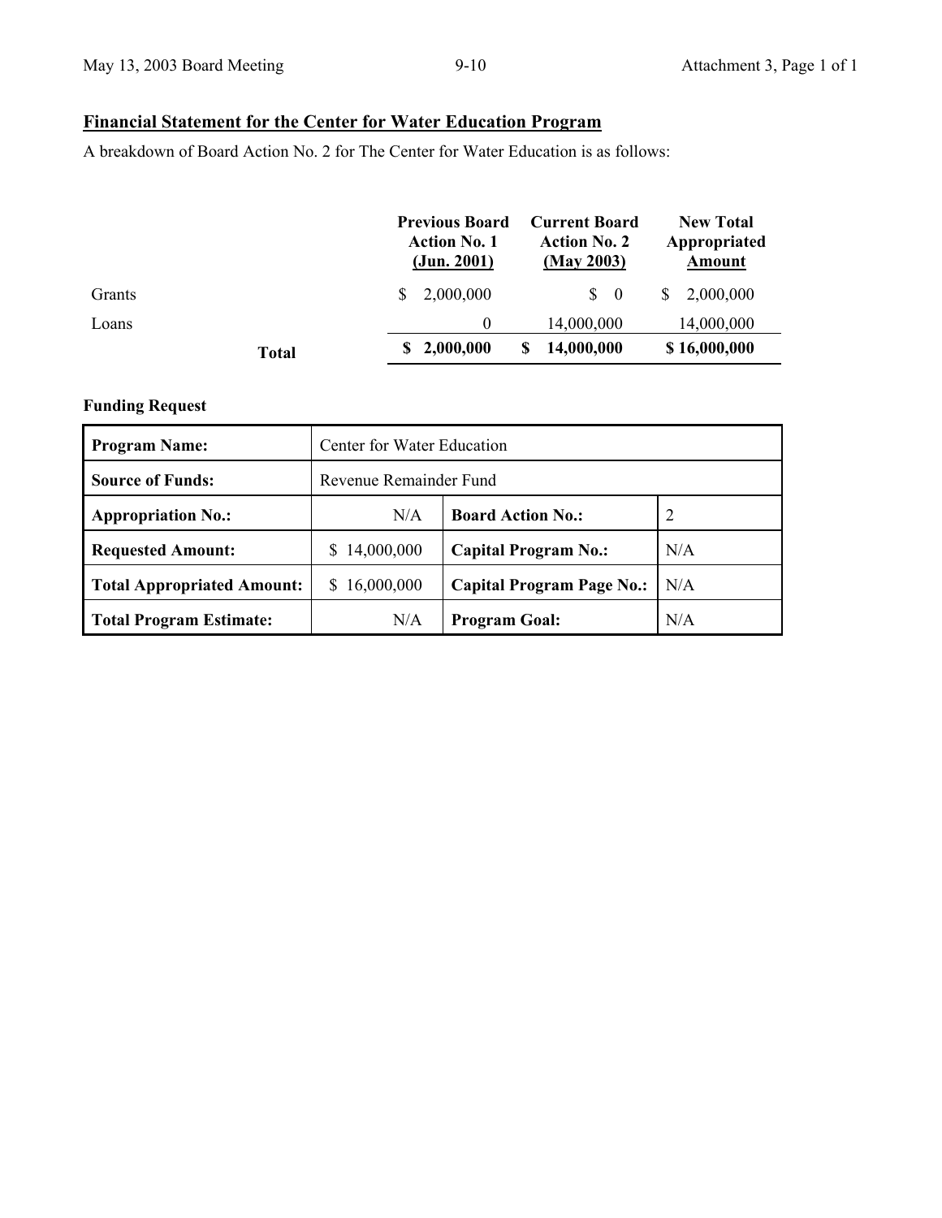## Financial Statement for the Center for Water Education Program

A breakdown of Board Action No. 2 for The Center for Water Education is as follows:

| | Previous Board Action No. 1 (Jun. 2001) | Current Board Action No. 2 (May 2003) | New Total Appropriated Amount |
|---|---|---|---|
| Grants | $ 2,000,000 | $ 0 | $ 2,000,000 |
| Loans | 0 | 14,000,000 | 14,000,000 |
| **Total** | **$ 2,000,000** | **$ 14,000,000** | **$ 16,000,000** |

### Funding Request

| | | | |
|---|---|---|---|
| **Program Name:** | Center for Water Education | | |
| **Source of Funds:** | Revenue Remainder Fund | | |
| **Appropriation No.:** | N/A | **Board Action No.:** | 2 |
| **Requested Amount:** | $ 14,000,000 | **Capital Program No.:** | N/A |
| **Total Appropriated Amount:** | $ 16,000,000 | **Capital Program Page No.:** | N/A |
| **Total Program Estimate:** | N/A | **Program Goal:** | N/A |